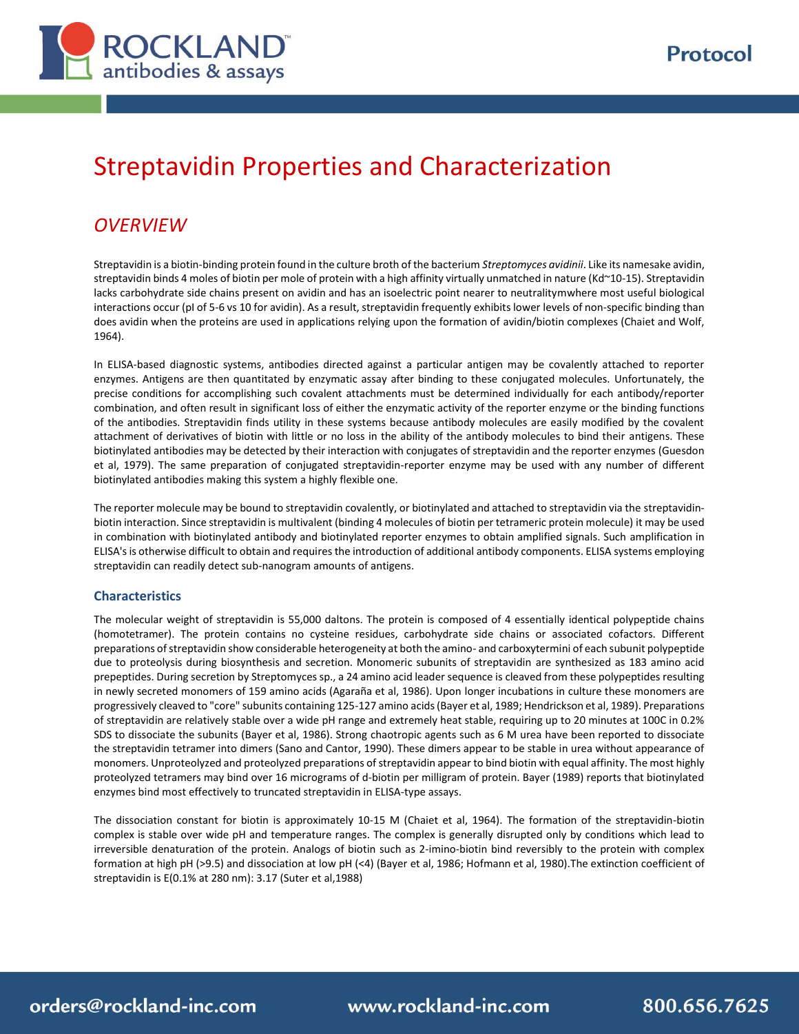# Streptavidin Properties and Characterization

## *OVERVIEW*

Streptavidin is a biotin-binding protein found in the culture broth of the bacterium *Streptomyces avidinii*. Like its namesake avidin, streptavidin binds 4 moles of biotin per mole of protein with a high affinity virtually unmatched in nature (Kd~10-15). Streptavidin lacks carbohydrate side chains present on avidin and has an isoelectric point nearer to neutralitymwhere most useful biological interactions occur (pI of 5-6 vs 10 for avidin). As a result, streptavidin frequently exhibits lower levels of non-specific binding than does avidin when the proteins are used in applications relying upon the formation of avidin/biotin complexes (Chaiet and Wolf, 1964).

In ELISA-based diagnostic systems, antibodies directed against a particular antigen may be covalently attached to reporter enzymes. Antigens are then quantitated by enzymatic assay after binding to these conjugated molecules. Unfortunately, the precise conditions for accomplishing such covalent attachments must be determined individually for each antibody/reporter combination, and often result in significant loss of either the enzymatic activity of the reporter enzyme or the binding functions of the antibodies. Streptavidin finds utility in these systems because antibody molecules are easily modified by the covalent attachment of derivatives of biotin with little or no loss in the ability of the antibody molecules to bind their antigens. These biotinylated antibodies may be detected by their interaction with conjugates of streptavidin and the reporter enzymes (Guesdon et al, 1979). The same preparation of conjugated streptavidin-reporter enzyme may be used with any number of different biotinylated antibodies making this system a highly flexible one.

The reporter molecule may be bound to streptavidin covalently, or biotinylated and attached to streptavidin via the streptavidin-biotin interaction. Since streptavidin is multivalent (binding 4 molecules of biotin per tetrameric protein molecule) it may be used in combination with biotinylated antibody and biotinylated reporter enzymes to obtain amplified signals. Such amplification in ELISA's is otherwise difficult to obtain and requires the introduction of additional antibody components. ELISA systems employing streptavidin can readily detect sub-nanogram amounts of antigens.

### Characteristics

The molecular weight of streptavidin is 55,000 daltons. The protein is composed of 4 essentially identical polypeptide chains (homotetramer). The protein contains no cysteine residues, carbohydrate side chains or associated cofactors. Different preparations of streptavidin show considerable heterogeneity at both the amino- and carboxytermini of each subunit polypeptide due to proteolysis during biosynthesis and secretion. Monomeric subunits of streptavidin are synthesized as 183 amino acid prepeptides. During secretion by Streptomyces sp., a 24 amino acid leader sequence is cleaved from these polypeptides resulting in newly secreted monomers of 159 amino acids (Agaraña et al, 1986). Upon longer incubations in culture these monomers are progressively cleaved to "core" subunits containing 125-127 amino acids (Bayer et al, 1989; Hendrickson et al, 1989). Preparations of streptavidin are relatively stable over a wide pH range and extremely heat stable, requiring up to 20 minutes at 100C in 0.2% SDS to dissociate the subunits (Bayer et al, 1986). Strong chaotropic agents such as 6 M urea have been reported to dissociate the streptavidin tetramer into dimers (Sano and Cantor, 1990). These dimers appear to be stable in urea without appearance of monomers. Unproteolyzed and proteolyzed preparations of streptavidin appear to bind biotin with equal affinity. The most highly proteolyzed tetramers may bind over 16 micrograms of d-biotin per milligram of protein. Bayer (1989) reports that biotinylated enzymes bind most effectively to truncated streptavidin in ELISA-type assays.

The dissociation constant for biotin is approximately 10-15 M (Chaiet et al, 1964). The formation of the streptavidin-biotin complex is stable over wide pH and temperature ranges. The complex is generally disrupted only by conditions which lead to irreversible denaturation of the protein. Analogs of biotin such as 2-imino-biotin bind reversibly to the protein with complex formation at high pH (>9.5) and dissociation at low pH (<4) (Bayer et al, 1986; Hofmann et al, 1980).The extinction coefficient of streptavidin is E(0.1% at 280 nm): 3.17 (Suter et al,1988)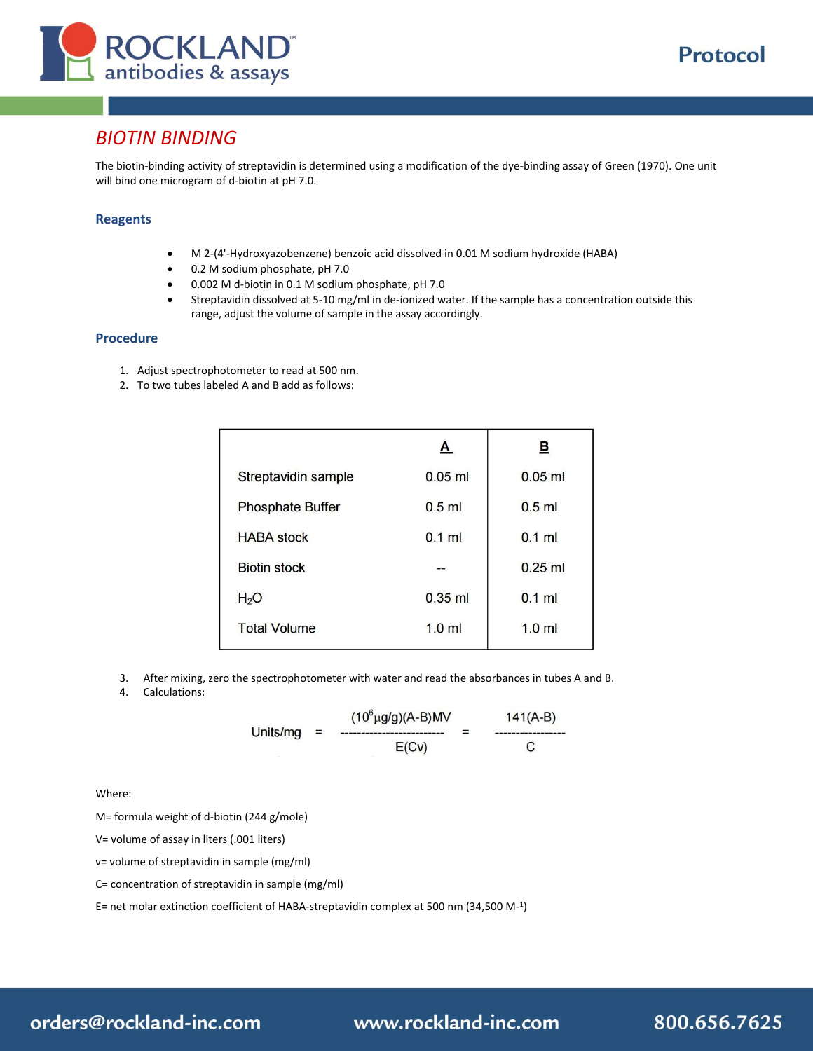# BIOTIN BINDING

The biotin-binding activity of streptavidin is determined using a modification of the dye-binding assay of Green (1970). One unit will bind one microgram of d-biotin at pH 7.0.

## Reagents

- M 2-(4'-Hydroxyazobenzene) benzoic acid dissolved in 0.01 M sodium hydroxide (HABA)
- 0.2 M sodium phosphate, pH 7.0
- 0.002 M d-biotin in 0.1 M sodium phosphate, pH 7.0
- Streptavidin dissolved at 5-10 mg/ml in de-ionized water. If the sample has a concentration outside this range, adjust the volume of sample in the assay accordingly.

## Procedure

1. Adjust spectrophotometer to read at 500 nm.
2. To two tubes labeled A and B add as follows:

| | A | B |
|---|---|---|
| Streptavidin sample | 0.05 ml | 0.05 ml |
| Phosphate Buffer | 0.5 ml | 0.5 ml |
| HABA stock | 0.1 ml | 0.1 ml |
| Biotin stock | -- | 0.25 ml |
| $H_2O$ | 0.35 ml | 0.1 ml |
| Total Volume | 1.0 ml | 1.0 ml |

3. After mixing, zero the spectrophotometer with water and read the absorbances in tubes A and B.
4. Calculations:

$$\text{Units/mg} = \frac{(10^6 \mu g/g)(A-B)MV}{E(Cv)} = \frac{141(A-B)}{C}$$

Where:

M= formula weight of d-biotin (244 g/mole)

V= volume of assay in liters (.001 liters)

v= volume of streptavidin in sample (mg/ml)

C= concentration of streptavidin in sample (mg/ml)

E= net molar extinction coefficient of HABA-streptavidin complex at 500 nm (34,500 $M^{-1}$)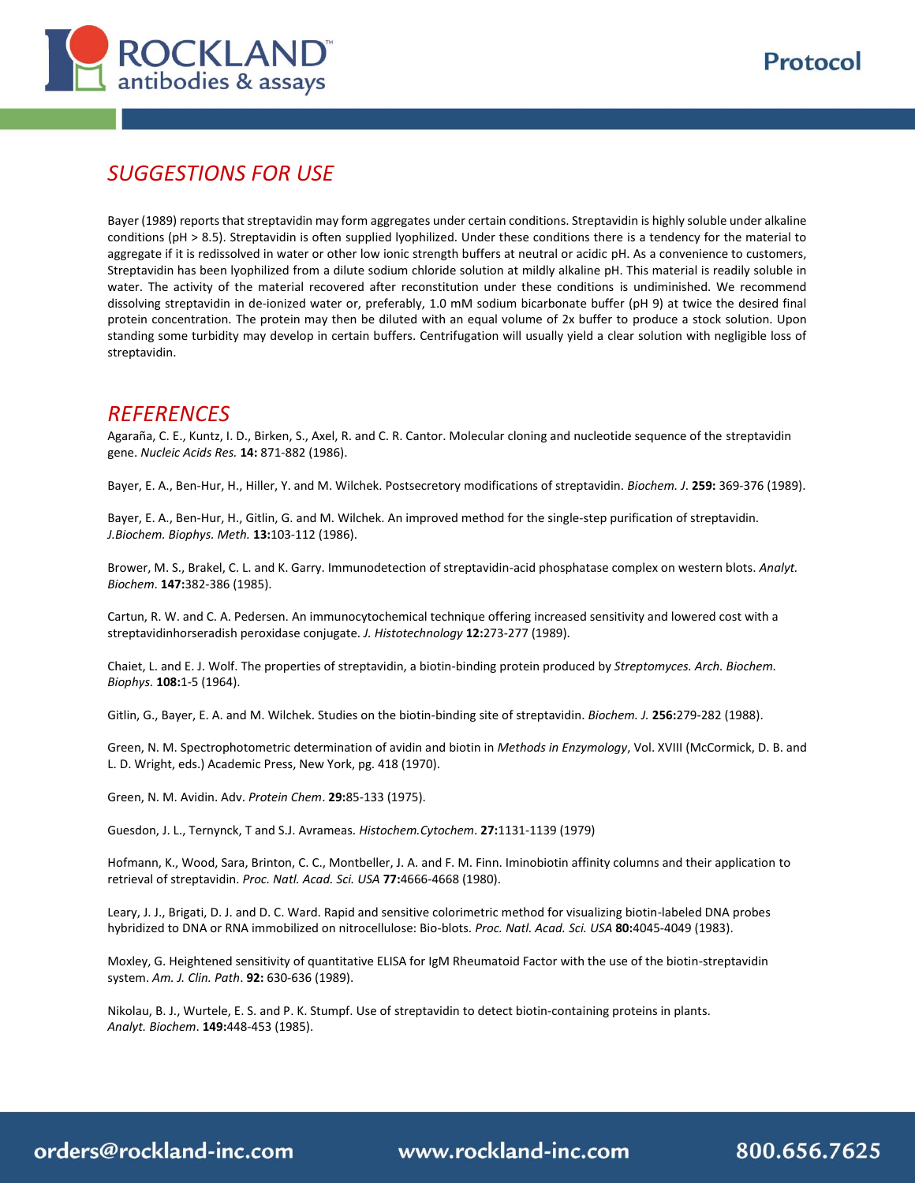## SUGGESTIONS FOR USE

Bayer (1989) reports that streptavidin may form aggregates under certain conditions. Streptavidin is highly soluble under alkaline conditions (pH > 8.5). Streptavidin is often supplied lyophilized. Under these conditions there is a tendency for the material to aggregate if it is redissolved in water or other low ionic strength buffers at neutral or acidic pH. As a convenience to customers, Streptavidin has been lyophilized from a dilute sodium chloride solution at mildly alkaline pH. This material is readily soluble in water. The activity of the material recovered after reconstitution under these conditions is undiminished. We recommend dissolving streptavidin in de-ionized water or, preferably, 1.0 mM sodium bicarbonate buffer (pH 9) at twice the desired final protein concentration. The protein may then be diluted with an equal volume of 2x buffer to produce a stock solution. Upon standing some turbidity may develop in certain buffers. Centrifugation will usually yield a clear solution with negligible loss of streptavidin.

## REFERENCES

Agaraña, C. E., Kuntz, I. D., Birken, S., Axel, R. and C. R. Cantor. Molecular cloning and nucleotide sequence of the streptavidin gene. *Nucleic Acids Res.* **14:** 871-882 (1986).

Bayer, E. A., Ben-Hur, H., Hiller, Y. and M. Wilchek. Postsecretory modifications of streptavidin. *Biochem. J*. **259:** 369-376 (1989).

Bayer, E. A., Ben-Hur, H., Gitlin, G. and M. Wilchek. An improved method for the single-step purification of streptavidin. *J.Biochem. Biophys. Meth.* **13:**103-112 (1986).

Brower, M. S., Brakel, C. L. and K. Garry. Immunodetection of streptavidin-acid phosphatase complex on western blots. *Analyt. Biochem*. **147:**382-386 (1985).

Cartun, R. W. and C. A. Pedersen. An immunocytochemical technique offering increased sensitivity and lowered cost with a streptavidinhorseradish peroxidase conjugate. *J. Histotechnology* **12:**273-277 (1989).

Chaiet, L. and E. J. Wolf. The properties of streptavidin, a biotin-binding protein produced by *Streptomyces. Arch. Biochem. Biophys.* **108:**1-5 (1964).

Gitlin, G., Bayer, E. A. and M. Wilchek. Studies on the biotin-binding site of streptavidin. *Biochem. J.* **256:**279-282 (1988).

Green, N. M. Spectrophotometric determination of avidin and biotin in *Methods in Enzymology*, Vol. XVIII (McCormick, D. B. and L. D. Wright, eds.) Academic Press, New York, pg. 418 (1970).

Green, N. M. Avidin. Adv. *Protein Chem*. **29:**85-133 (1975).

Guesdon, J. L., Ternynck, T and S.J. Avrameas. *Histochem.Cytochem*. **27:**1131-1139 (1979)

Hofmann, K., Wood, Sara, Brinton, C. C., Montbeller, J. A. and F. M. Finn. Iminobiotin affinity columns and their application to retrieval of streptavidin. *Proc. Natl. Acad. Sci. USA* **77:**4666-4668 (1980).

Leary, J. J., Brigati, D. J. and D. C. Ward. Rapid and sensitive colorimetric method for visualizing biotin-labeled DNA probes hybridized to DNA or RNA immobilized on nitrocellulose: Bio-blots. *Proc. Natl. Acad. Sci. USA* **80:**4045-4049 (1983).

Moxley, G. Heightened sensitivity of quantitative ELISA for IgM Rheumatoid Factor with the use of the biotin-streptavidin system. *Am. J. Clin. Path*. **92:** 630-636 (1989).

Nikolau, B. J., Wurtele, E. S. and P. K. Stumpf. Use of streptavidin to detect biotin-containing proteins in plants. *Analyt. Biochem*. **149:**448-453 (1985).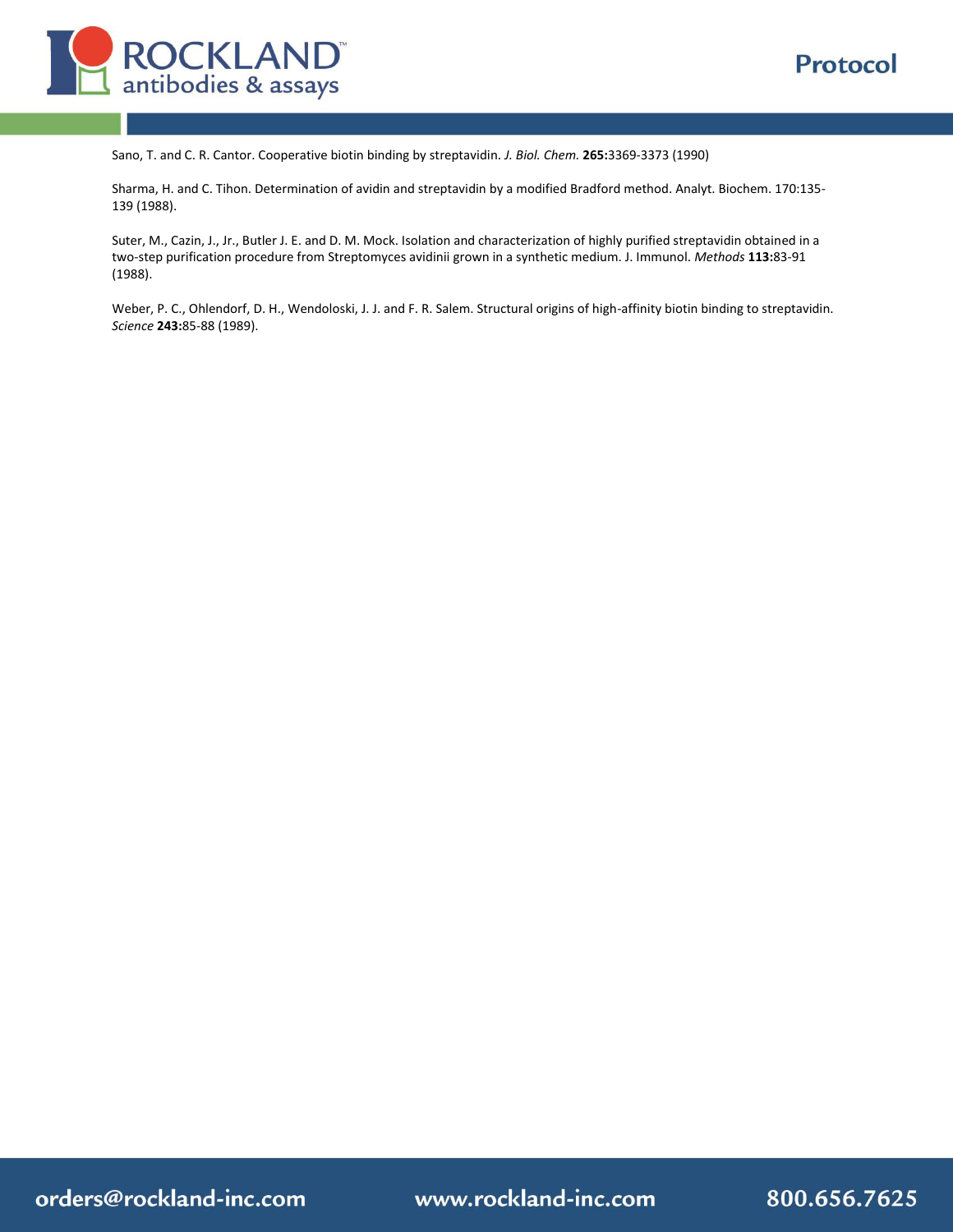Sano, T. and C. R. Cantor. Cooperative biotin binding by streptavidin. *J. Biol. Chem.* **265:**3369-3373 (1990)

Sharma, H. and C. Tihon. Determination of avidin and streptavidin by a modified Bradford method. Analyt. Biochem. 170:135-139 (1988).

Suter, M., Cazin, J., Jr., Butler J. E. and D. M. Mock. Isolation and characterization of highly purified streptavidin obtained in a two-step purification procedure from Streptomyces avidinii grown in a synthetic medium. J. Immunol. *Methods* **113:**83-91 (1988).

Weber, P. C., Ohlendorf, D. H., Wendoloski, J. J. and F. R. Salem. Structural origins of high-affinity biotin binding to streptavidin. *Science* **243:**85-88 (1989).